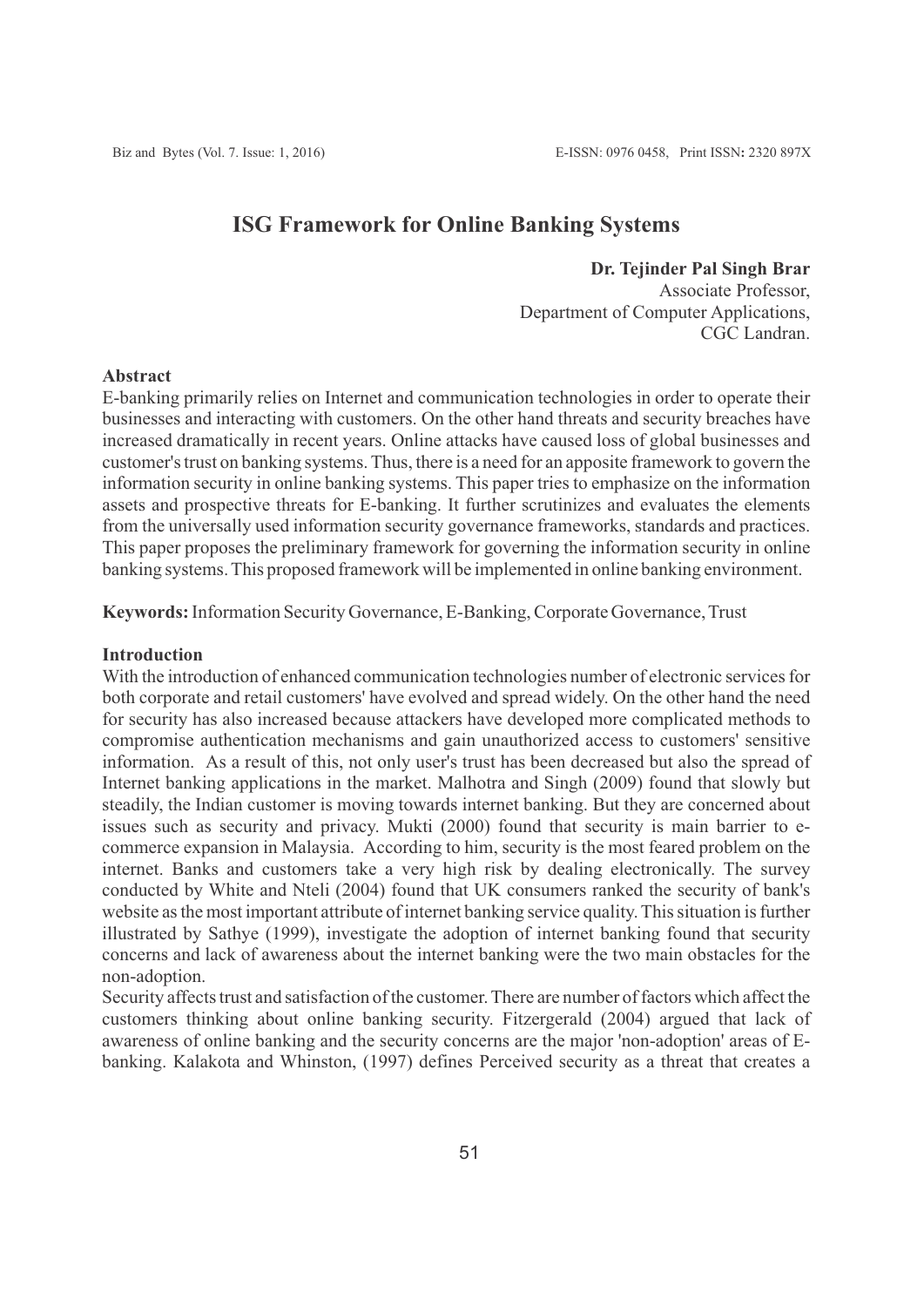# ISG Framework for Online Banking Systems

**Dr. Tejinder Pal Singh Brar**
Associate Professor,
Department of Computer Applications,
CGC Landran.

## Abstract

E-banking primarily relies on Internet and communication technologies in order to operate their businesses and interacting with customers. On the other hand threats and security breaches have increased dramatically in recent years. Online attacks have caused loss of global businesses and customer's trust on banking systems. Thus, there is a need for an apposite framework to govern the information security in online banking systems. This paper tries to emphasize on the information assets and prospective threats for E-banking. It further scrutinizes and evaluates the elements from the universally used information security governance frameworks, standards and practices. This paper proposes the preliminary framework for governing the information security in online banking systems. This proposed framework will be implemented in online banking environment.

**Keywords:** Information Security Governance, E-Banking, Corporate Governance, Trust

## Introduction

With the introduction of enhanced communication technologies number of electronic services for both corporate and retail customers' have evolved and spread widely. On the other hand the need for security has also increased because attackers have developed more complicated methods to compromise authentication mechanisms and gain unauthorized access to customers' sensitive information. As a result of this, not only user's trust has been decreased but also the spread of Internet banking applications in the market. Malhotra and Singh (2009) found that slowly but steadily, the Indian customer is moving towards internet banking. But they are concerned about issues such as security and privacy. Mukti (2000) found that security is main barrier to e-commerce expansion in Malaysia. According to him, security is the most feared problem on the internet. Banks and customers take a very high risk by dealing electronically. The survey conducted by White and Nteli (2004) found that UK consumers ranked the security of bank's website as the most important attribute of internet banking service quality. This situation is further illustrated by Sathye (1999), investigate the adoption of internet banking found that security concerns and lack of awareness about the internet banking were the two main obstacles for the non-adoption.

Security affects trust and satisfaction of the customer. There are number of factors which affect the customers thinking about online banking security. Fitzergerald (2004) argued that lack of awareness of online banking and the security concerns are the major 'non-adoption' areas of E-banking. Kalakota and Whinston, (1997) defines Perceived security as a threat that creates a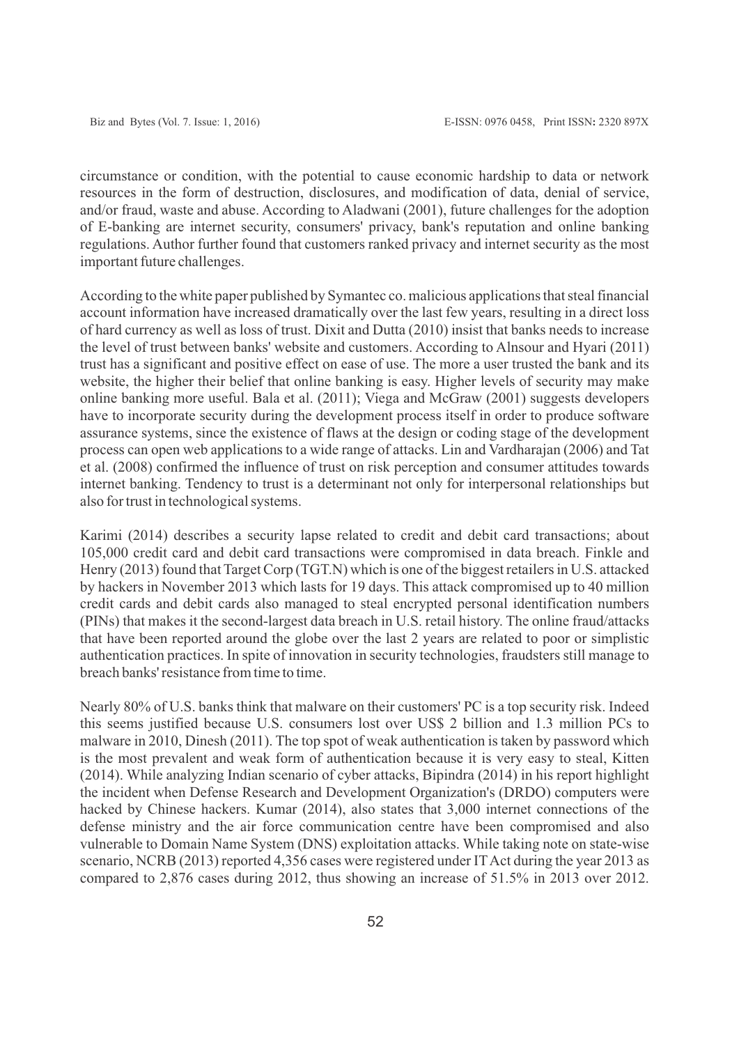circumstance or condition, with the potential to cause economic hardship to data or network resources in the form of destruction, disclosures, and modification of data, denial of service, and/or fraud, waste and abuse. According to Aladwani (2001), future challenges for the adoption of E-banking are internet security, consumers' privacy, bank's reputation and online banking regulations. Author further found that customers ranked privacy and internet security as the most important future challenges.

According to the white paper published by Symantec co. malicious applications that steal financial account information have increased dramatically over the last few years, resulting in a direct loss of hard currency as well as loss of trust. Dixit and Dutta (2010) insist that banks needs to increase the level of trust between banks' website and customers. According to Alnsour and Hyari (2011) trust has a significant and positive effect on ease of use. The more a user trusted the bank and its website, the higher their belief that online banking is easy. Higher levels of security may make online banking more useful. Bala et al. (2011); Viega and McGraw (2001) suggests developers have to incorporate security during the development process itself in order to produce software assurance systems, since the existence of flaws at the design or coding stage of the development process can open web applications to a wide range of attacks. Lin and Vardharajan (2006) and Tat et al. (2008) confirmed the influence of trust on risk perception and consumer attitudes towards internet banking. Tendency to trust is a determinant not only for interpersonal relationships but also for trust in technological systems.

Karimi (2014) describes a security lapse related to credit and debit card transactions; about 105,000 credit card and debit card transactions were compromised in data breach. Finkle and Henry (2013) found that Target Corp (TGT.N) which is one of the biggest retailers in U.S. attacked by hackers in November 2013 which lasts for 19 days. This attack compromised up to 40 million credit cards and debit cards also managed to steal encrypted personal identification numbers (PINs) that makes it the second-largest data breach in U.S. retail history. The online fraud/attacks that have been reported around the globe over the last 2 years are related to poor or simplistic authentication practices. In spite of innovation in security technologies, fraudsters still manage to breach banks' resistance from time to time.

Nearly 80% of U.S. banks think that malware on their customers' PC is a top security risk. Indeed this seems justified because U.S. consumers lost over US$ 2 billion and 1.3 million PCs to malware in 2010, Dinesh (2011). The top spot of weak authentication is taken by password which is the most prevalent and weak form of authentication because it is very easy to steal, Kitten (2014). While analyzing Indian scenario of cyber attacks, Bipindra (2014) in his report highlight the incident when Defense Research and Development Organization's (DRDO) computers were hacked by Chinese hackers. Kumar (2014), also states that 3,000 internet connections of the defense ministry and the air force communication centre have been compromised and also vulnerable to Domain Name System (DNS) exploitation attacks. While taking note on state-wise scenario, NCRB (2013) reported 4,356 cases were registered under IT Act during the year 2013 as compared to 2,876 cases during 2012, thus showing an increase of 51.5% in 2013 over 2012.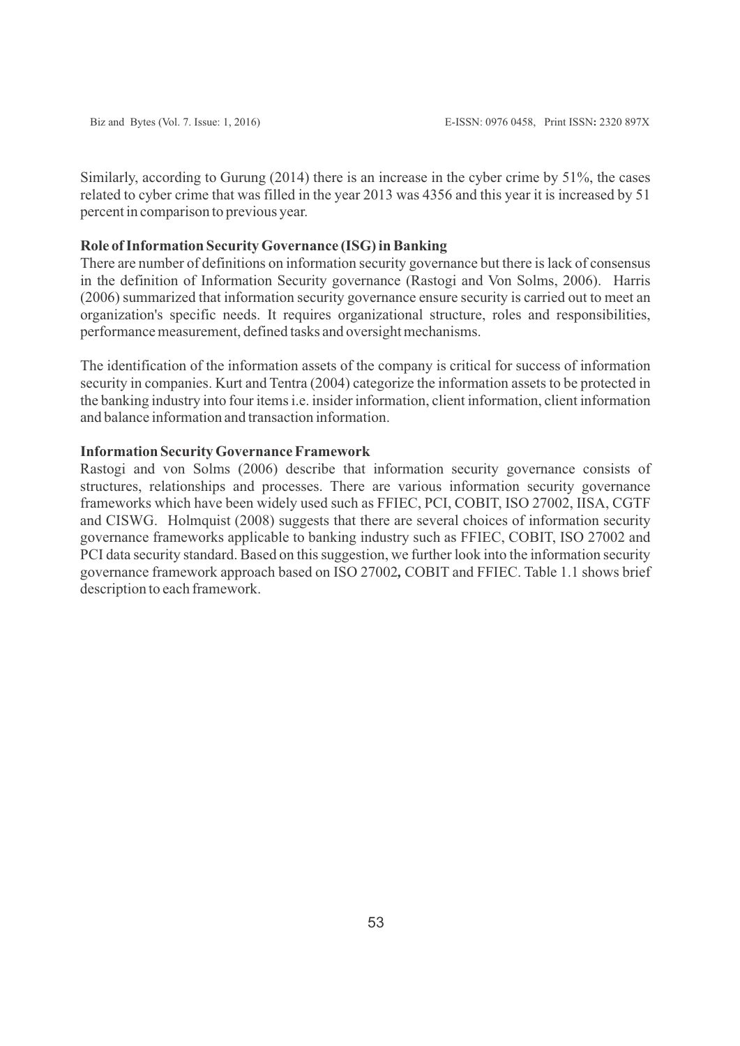Similarly, according to Gurung (2014) there is an increase in the cyber crime by 51%, the cases related to cyber crime that was filled in the year 2013 was 4356 and this year it is increased by 51 percent in comparison to previous year.

### Role of Information Security Governance (ISG) in Banking

There are number of definitions on information security governance but there is lack of consensus in the definition of Information Security governance (Rastogi and Von Solms, 2006). Harris (2006) summarized that information security governance ensure security is carried out to meet an organization's specific needs. It requires organizational structure, roles and responsibilities, performance measurement, defined tasks and oversight mechanisms.

The identification of the information assets of the company is critical for success of information security in companies. Kurt and Tentra (2004) categorize the information assets to be protected in the banking industry into four items i.e. insider information, client information, client information and balance information and transaction information.

### Information Security Governance Framework

Rastogi and von Solms (2006) describe that information security governance consists of structures, relationships and processes. There are various information security governance frameworks which have been widely used such as FFIEC, PCI, COBIT, ISO 27002, IISA, CGTF and CISWG. Holmquist (2008) suggests that there are several choices of information security governance frameworks applicable to banking industry such as FFIEC, COBIT, ISO 27002 and PCI data security standard. Based on this suggestion, we further look into the information security governance framework approach based on ISO 27002***,*** COBIT and FFIEC. Table 1.1 shows brief description to each framework.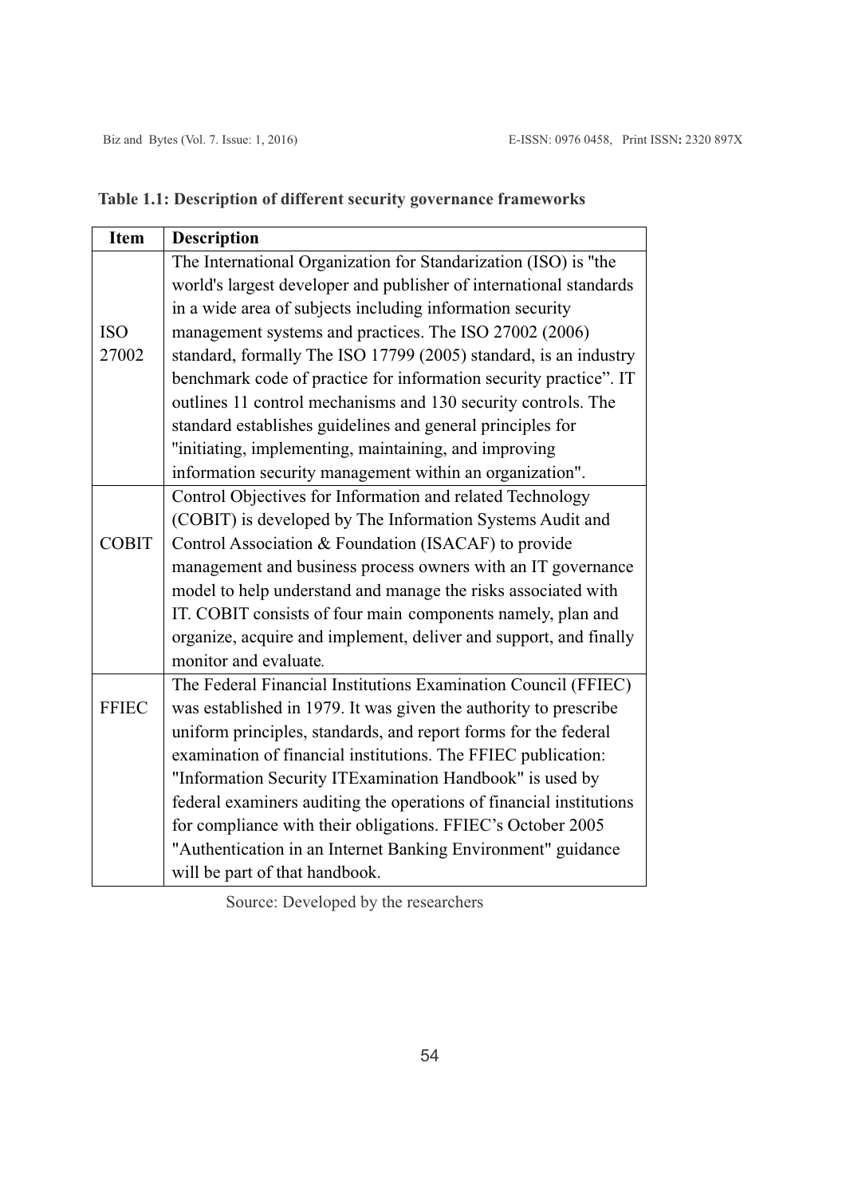**Table 1.1: Description of different security governance frameworks**

| Item | Description |
|---|---|
| ISO 27002 | The International Organization for Standarization (ISO) is "the world's largest developer and publisher of international standards in a wide area of subjects including information security management systems and practices. The ISO 27002 (2006) standard, formally The ISO 17799 (2005) standard, is an industry benchmark code of practice for information security practice". IT outlines 11 control mechanisms and 130 security controls. The standard establishes guidelines and general principles for "initiating, implementing, maintaining, and improving information security management within an organization". |
| COBIT | Control Objectives for Information and related Technology (COBIT) is developed by The Information Systems Audit and Control Association & Foundation (ISACAF) to provide management and business process owners with an IT governance model to help understand and manage the risks associated with IT. COBIT consists of four main components namely, plan and organize, acquire and implement, deliver and support, and finally monitor and evaluate. |
| FFIEC | The Federal Financial Institutions Examination Council (FFIEC) was established in 1979. It was given the authority to prescribe uniform principles, standards, and report forms for the federal examination of financial institutions. The FFIEC publication: "Information Security ITExamination Handbook" is used by federal examiners auditing the operations of financial institutions for compliance with their obligations. FFIEC's October 2005 "Authentication in an Internet Banking Environment" guidance will be part of that handbook. |

Source: Developed by the researchers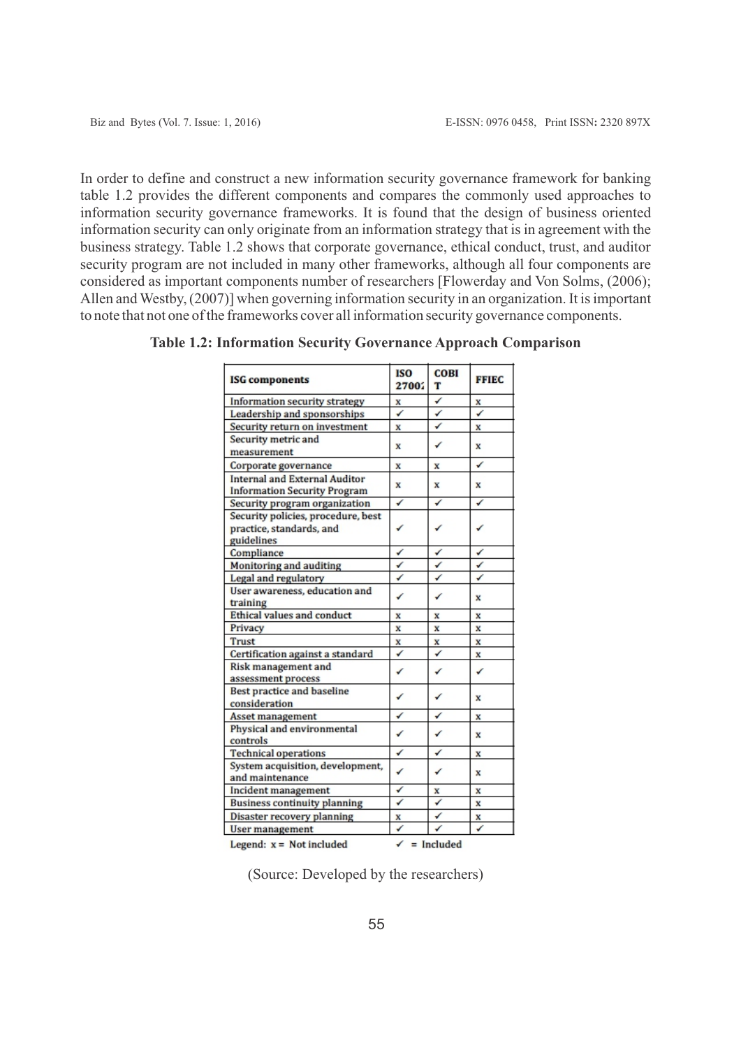In order to define and construct a new information security governance framework for banking table 1.2 provides the different components and compares the commonly used approaches to information security governance frameworks. It is found that the design of business oriented information security can only originate from an information strategy that is in agreement with the business strategy. Table 1.2 shows that corporate governance, ethical conduct, trust, and auditor security program are not included in many other frameworks, although all four components are considered as important components number of researchers [Flowerday and Von Solms, (2006); Allen and Westby, (2007)] when governing information security in an organization. It is important to note that not one of the frameworks cover all information security governance components.

**Table 1.2: Information Security Governance Approach Comparison**

| ISG components | ISO 2700: | COBIT | FFIEC |
|---|---|---|---|
| Information security strategy | x | ✓ | x |
| Leadership and sponsorships | ✓ | ✓ | ✓ |
| Security return on investment | x | ✓ | x |
| Security metric and measurement | x | ✓ | x |
| Corporate governance | x | x | ✓ |
| Internal and External Auditor Information Security Program | x | x | x |
| Security program organization | ✓ | ✓ | ✓ |
| Security policies, procedure, best practice, standards, and guidelines | ✓ | ✓ | ✓ |
| Compliance | ✓ | ✓ | ✓ |
| Monitoring and auditing | ✓ | ✓ | ✓ |
| Legal and regulatory | ✓ | ✓ | ✓ |
| User awareness, education and training | ✓ | ✓ | x |
| Ethical values and conduct | x | x | x |
| Privacy | x | x | x |
| Trust | x | x | x |
| Certification against a standard | ✓ | ✓ | x |
| Risk management and assessment process | ✓ | ✓ | ✓ |
| Best practice and baseline consideration | ✓ | ✓ | x |
| Asset management | ✓ | ✓ | x |
| Physical and environmental controls | ✓ | ✓ | x |
| Technical operations | ✓ | ✓ | x |
| System acquisition, development, and maintenance | ✓ | ✓ | x |
| Incident management | ✓ | x | x |
| Business continuity planning | ✓ | ✓ | x |
| Disaster recovery planning | x | ✓ | x |
| User management | ✓ | ✓ | ✓ |

Legend: x = Not included ✓ = Included

(Source: Developed by the researchers)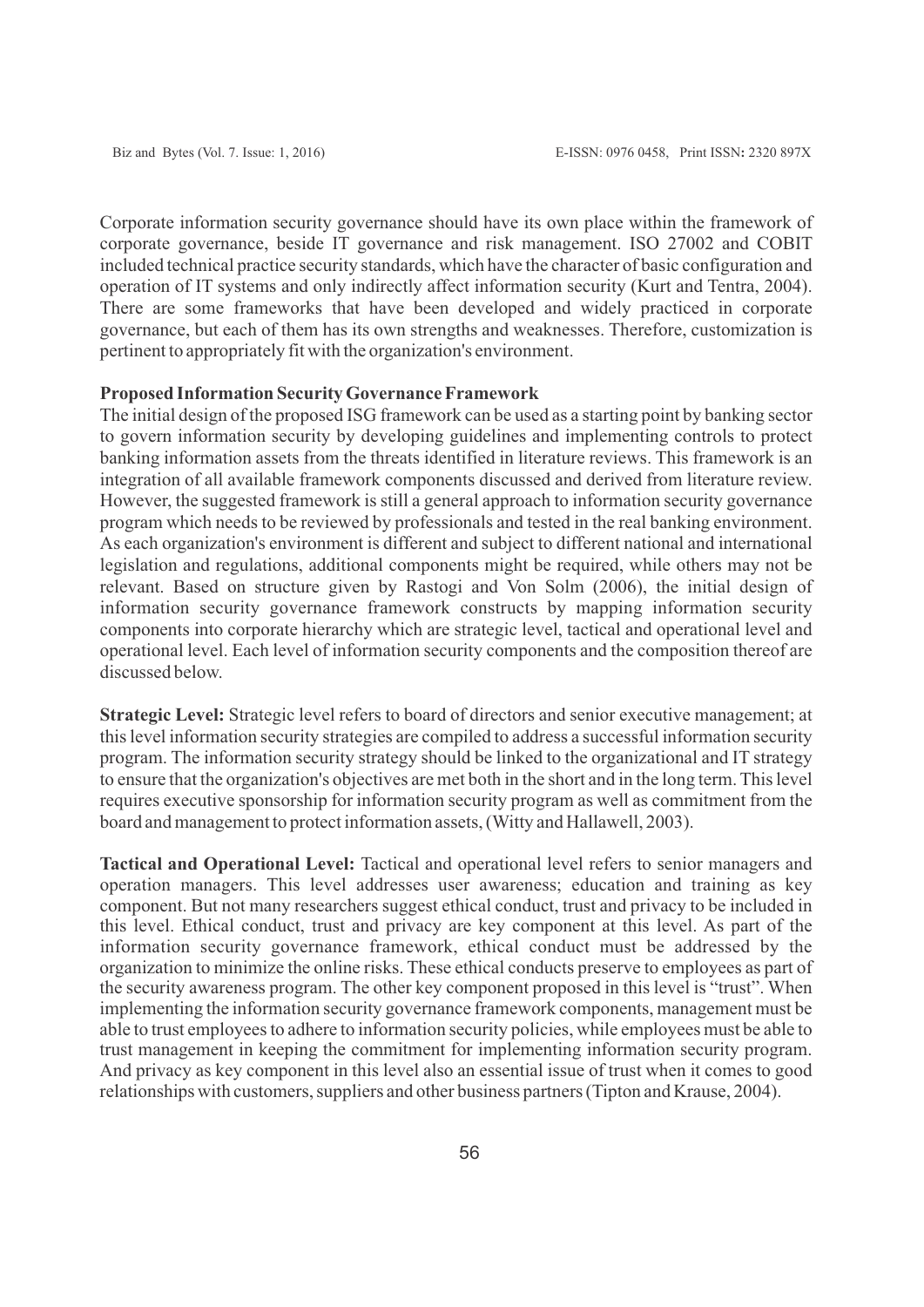Corporate information security governance should have its own place within the framework of corporate governance, beside IT governance and risk management. ISO 27002 and COBIT included technical practice security standards, which have the character of basic configuration and operation of IT systems and only indirectly affect information security (Kurt and Tentra, 2004). There are some frameworks that have been developed and widely practiced in corporate governance, but each of them has its own strengths and weaknesses. Therefore, customization is pertinent to appropriately fit with the organization's environment.

**Proposed Information Security Governance Framework**

The initial design of the proposed ISG framework can be used as a starting point by banking sector to govern information security by developing guidelines and implementing controls to protect banking information assets from the threats identified in literature reviews. This framework is an integration of all available framework components discussed and derived from literature review. However, the suggested framework is still a general approach to information security governance program which needs to be reviewed by professionals and tested in the real banking environment. As each organization's environment is different and subject to different national and international legislation and regulations, additional components might be required, while others may not be relevant. Based on structure given by Rastogi and Von Solm (2006), the initial design of information security governance framework constructs by mapping information security components into corporate hierarchy which are strategic level, tactical and operational level and operational level. Each level of information security components and the composition thereof are discussed below.

**Strategic Level:** Strategic level refers to board of directors and senior executive management; at this level information security strategies are compiled to address a successful information security program. The information security strategy should be linked to the organizational and IT strategy to ensure that the organization's objectives are met both in the short and in the long term. This level requires executive sponsorship for information security program as well as commitment from the board and management to protect information assets, (Witty and Hallawell, 2003).

**Tactical and Operational Level:** Tactical and operational level refers to senior managers and operation managers. This level addresses user awareness; education and training as key component. But not many researchers suggest ethical conduct, trust and privacy to be included in this level. Ethical conduct, trust and privacy are key component at this level. As part of the information security governance framework, ethical conduct must be addressed by the organization to minimize the online risks. These ethical conducts preserve to employees as part of the security awareness program. The other key component proposed in this level is "trust". When implementing the information security governance framework components, management must be able to trust employees to adhere to information security policies, while employees must be able to trust management in keeping the commitment for implementing information security program. And privacy as key component in this level also an essential issue of trust when it comes to good relationships with customers, suppliers and other business partners (Tipton and Krause, 2004).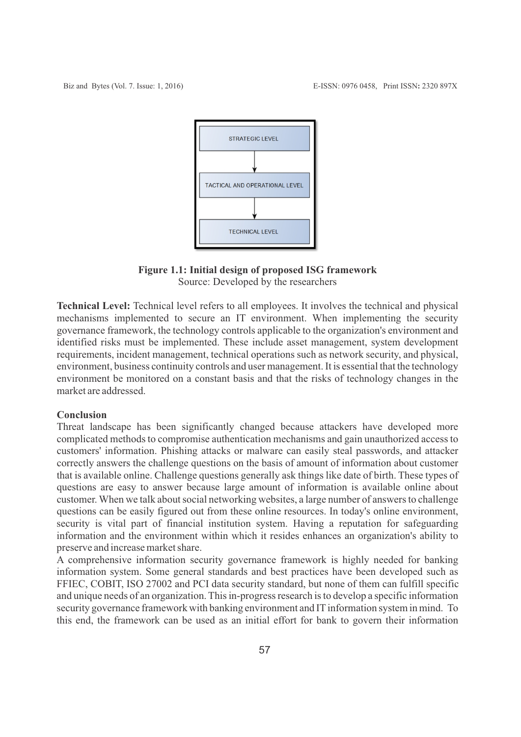STRATEGIC LEVEL

↓

TACTICAL AND OPERATIONAL LEVEL

↓

TECHNICAL LEVEL

**Figure 1.1: Initial design of proposed ISG framework**
Source: Developed by the researchers

**Technical Level:** Technical level refers to all employees. It involves the technical and physical mechanisms implemented to secure an IT environment. When implementing the security governance framework, the technology controls applicable to the organization's environment and identified risks must be implemented. These include asset management, system development requirements, incident management, technical operations such as network security, and physical, environment, business continuity controls and user management. It is essential that the technology environment be monitored on a constant basis and that the risks of technology changes in the market are addressed.

## Conclusion

Threat landscape has been significantly changed because attackers have developed more complicated methods to compromise authentication mechanisms and gain unauthorized access to customers' information. Phishing attacks or malware can easily steal passwords, and attacker correctly answers the challenge questions on the basis of amount of information about customer that is available online. Challenge questions generally ask things like date of birth. These types of questions are easy to answer because large amount of information is available online about customer. When we talk about social networking websites, a large number of answers to challenge questions can be easily figured out from these online resources. In today's online environment, security is vital part of financial institution system. Having a reputation for safeguarding information and the environment within which it resides enhances an organization's ability to preserve and increase market share.

A comprehensive information security governance framework is highly needed for banking information system. Some general standards and best practices have been developed such as FFIEC, COBIT, ISO 27002 and PCI data security standard, but none of them can fulfill specific and unique needs of an organization. This in-progress research is to develop a specific information security governance framework with banking environment and IT information system in mind. To this end, the framework can be used as an initial effort for bank to govern their information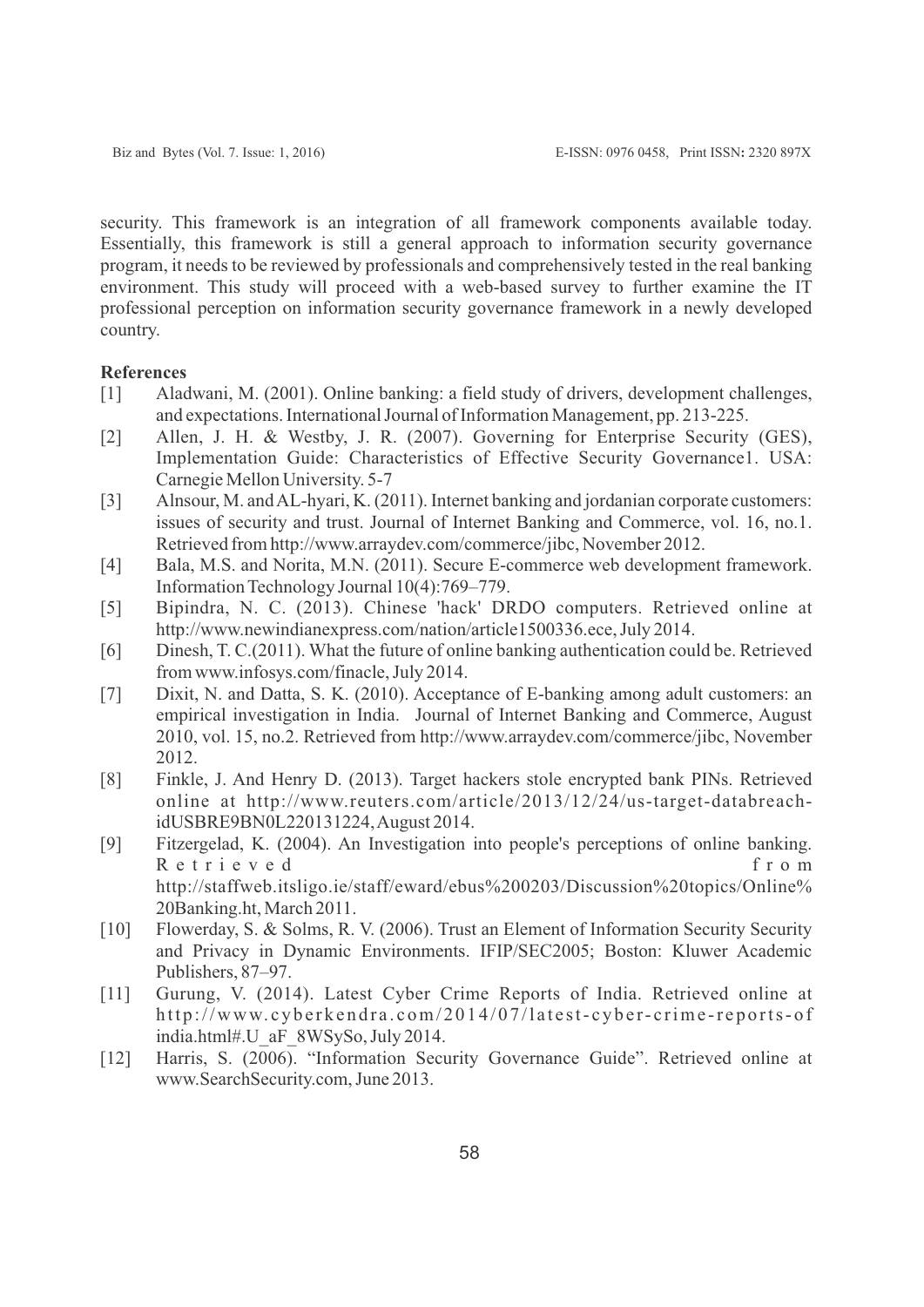security. This framework is an integration of all framework components available today. Essentially, this framework is still a general approach to information security governance program, it needs to be reviewed by professionals and comprehensively tested in the real banking environment. This study will proceed with a web-based survey to further examine the IT professional perception on information security governance framework in a newly developed country.

**References**

[1] Aladwani, M. (2001). Online banking: a field study of drivers, development challenges, and expectations. International Journal of Information Management, pp. 213-225.

[2] Allen, J. H. & Westby, J. R. (2007). Governing for Enterprise Security (GES), Implementation Guide: Characteristics of Effective Security Governance1. USA: Carnegie Mellon University. 5-7

[3] Alnsour, M. and AL-hyari, K. (2011). Internet banking and jordanian corporate customers: issues of security and trust. Journal of Internet Banking and Commerce, vol. 16, no.1. Retrieved from http://www.arraydev.com/commerce/jibc, November 2012.

[4] Bala, M.S. and Norita, M.N. (2011). Secure E-commerce web development framework. Information Technology Journal 10(4):769–779.

[5] Bipindra, N. C. (2013). Chinese 'hack' DRDO computers. Retrieved online at http://www.newindianexpress.com/nation/article1500336.ece, July 2014.

[6] Dinesh, T. C.(2011). What the future of online banking authentication could be. Retrieved from www.infosys.com/finacle, July 2014.

[7] Dixit, N. and Datta, S. K. (2010). Acceptance of E-banking among adult customers: an empirical investigation in India. Journal of Internet Banking and Commerce, August 2010, vol. 15, no.2. Retrieved from http://www.arraydev.com/commerce/jibc, November 2012.

[8] Finkle, J. And Henry D. (2013). Target hackers stole encrypted bank PINs. Retrieved online at http://www.reuters.com/article/2013/12/24/us-target-databreach-idUSBRE9BN0L220131224, August 2014.

[9] Fitzergelad, K. (2004). An Investigation into people's perceptions of online banking. Retrieved from http://staffweb.itsligo.ie/staff/eward/ebus%200203/Discussion%20topics/Online%20Banking.ht, March 2011.

[10] Flowerday, S. & Solms, R. V. (2006). Trust an Element of Information Security Security and Privacy in Dynamic Environments. IFIP/SEC2005; Boston: Kluwer Academic Publishers, 87–97.

[11] Gurung, V. (2014). Latest Cyber Crime Reports of India. Retrieved online at http://www.cyberkendra.com/2014/07/latest-cyber-crime-reports-of india.html#.U_aF_8WSySo, July 2014.

[12] Harris, S. (2006). "Information Security Governance Guide". Retrieved online at www.SearchSecurity.com, June 2013.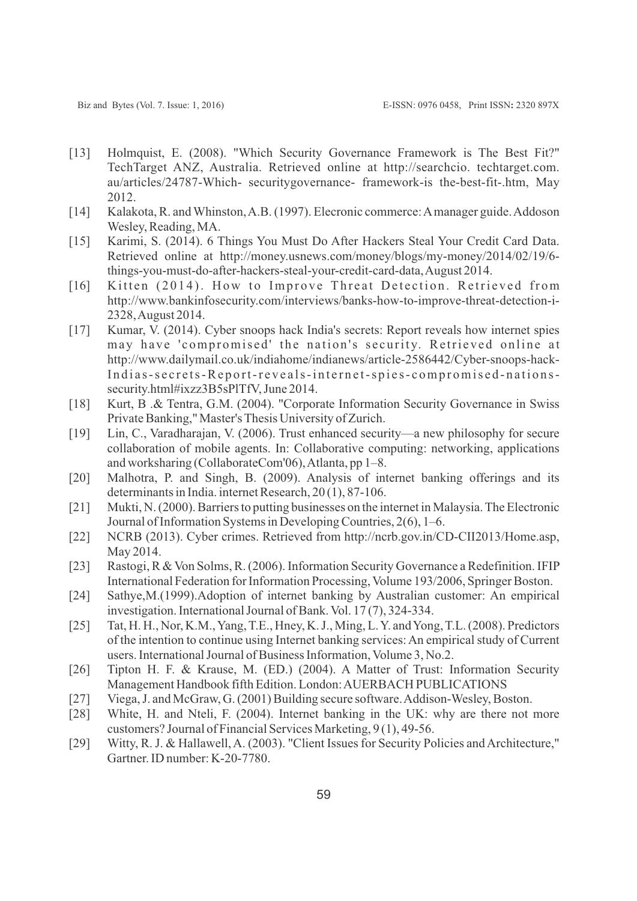[13] Holmquist, E. (2008). "Which Security Governance Framework is The Best Fit?" TechTarget ANZ, Australia. Retrieved online at http://searchcio. techtarget.com. au/articles/24787-Which- securitygovernance- framework-is the-best-fit-.htm, May 2012.

[14] Kalakota, R. and Whinston, A.B. (1997). Elecronic commerce: A manager guide. Addoson Wesley, Reading, MA.

[15] Karimi, S. (2014). 6 Things You Must Do After Hackers Steal Your Credit Card Data. Retrieved online at http://money.usnews.com/money/blogs/my-money/2014/02/19/6-things-you-must-do-after-hackers-steal-your-credit-card-data, August 2014.

[16] Kitten (2014). How to Improve Threat Detection. Retrieved from http://www.bankinfosecurity.com/interviews/banks-how-to-improve-threat-detection-i-2328, August 2014.

[17] Kumar, V. (2014). Cyber snoops hack India's secrets: Report reveals how internet spies may have 'compromised' the nation's security. Retrieved online at http://www.dailymail.co.uk/indiahome/indianews/article-2586442/Cyber-snoops-hack-Indias-secrets-Report-reveals-internet-spies-compromised-nations-security.html#ixzz3B5sPlTfV, June 2014.

[18] Kurt, B .& Tentra, G.M. (2004). "Corporate Information Security Governance in Swiss Private Banking," Master's Thesis University of Zurich.

[19] Lin, C., Varadharajan, V. (2006). Trust enhanced security—a new philosophy for secure collaboration of mobile agents. In: Collaborative computing: networking, applications and worksharing (CollaborateCom'06), Atlanta, pp 1–8.

[20] Malhotra, P. and Singh, B. (2009). Analysis of internet banking offerings and its determinants in India. internet Research, 20 (1), 87-106.

[21] Mukti, N. (2000). Barriers to putting businesses on the internet in Malaysia. The Electronic Journal of Information Systems in Developing Countries, 2(6), 1–6.

[22] NCRB (2013). Cyber crimes. Retrieved from http://ncrb.gov.in/CD-CII2013/Home.asp, May 2014.

[23] Rastogi, R & Von Solms, R. (2006). Information Security Governance a Redefinition. IFIP International Federation for Information Processing, Volume 193/2006, Springer Boston.

[24] Sathye,M.(1999).Adoption of internet banking by Australian customer: An empirical investigation. International Journal of Bank. Vol. 17 (7), 324-334.

[25] Tat, H. H., Nor, K.M., Yang, T.E., Hney, K. J., Ming, L. Y. and Yong, T.L. (2008). Predictors of the intention to continue using Internet banking services: An empirical study of Current users. International Journal of Business Information, Volume 3, No.2.

[26] Tipton H. F. & Krause, M. (ED.) (2004). A Matter of Trust: Information Security Management Handbook fifth Edition. London: AUERBACH PUBLICATIONS

[27] Viega, J. and McGraw, G. (2001) Building secure software. Addison-Wesley, Boston.

[28] White, H. and Nteli, F. (2004). Internet banking in the UK: why are there not more customers? Journal of Financial Services Marketing, 9 (1), 49-56.

[29] Witty, R. J. & Hallawell, A. (2003). "Client Issues for Security Policies and Architecture," Gartner. ID number: K-20-7780.